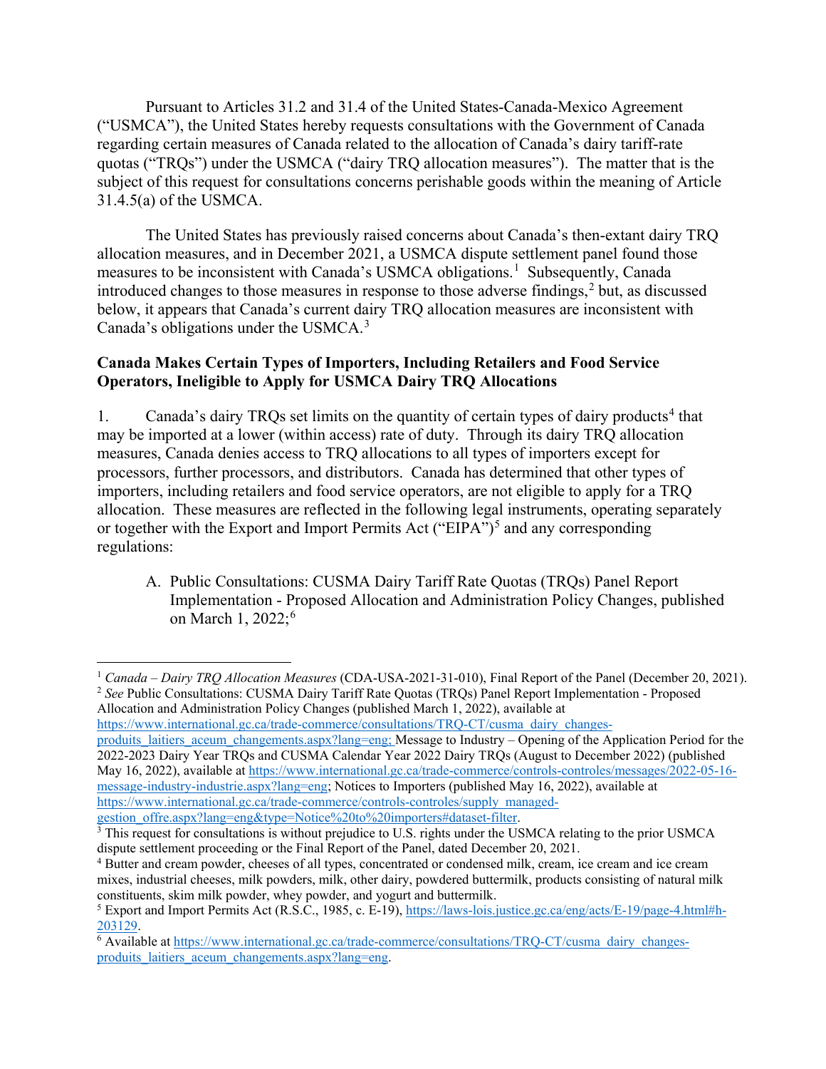Pursuant to Articles 31.2 and 31.4 of the United States-Canada-Mexico Agreement ("USMCA"), the United States hereby requests consultations with the Government of Canada regarding certain measures of Canada related to the allocation of Canada's dairy tariff-rate quotas ("TRQs") under the USMCA ("dairy TRQ allocation measures"). The matter that is the subject of this request for consultations concerns perishable goods within the meaning of Article 31.4.5(a) of the USMCA.

The United States has previously raised concerns about Canada's then-extant dairy TRQ allocation measures, and in December 2021, a USMCA dispute settlement panel found those measures to be inconsistent with Canada's USMCA obligations.[1] Subsequently, Canada introduced changes to those measures in response to those adverse findings,[2] but, as discussed below, it appears that Canada's current dairy TRQ allocation measures are inconsistent with Canada's obligations under the USMCA.[3]

**Canada Makes Certain Types of Importers, Including Retailers and Food Service Operators, Ineligible to Apply for USMCA Dairy TRQ Allocations**

1. Canada's dairy TRQs set limits on the quantity of certain types of dairy products[4] that may be imported at a lower (within access) rate of duty. Through its dairy TRQ allocation measures, Canada denies access to TRQ allocations to all types of importers except for processors, further processors, and distributors. Canada has determined that other types of importers, including retailers and food service operators, are not eligible to apply for a TRQ allocation. These measures are reflected in the following legal instruments, operating separately or together with the Export and Import Permits Act ("EIPA")[5] and any corresponding regulations:

   A. Public Consultations: CUSMA Dairy Tariff Rate Quotas (TRQs) Panel Report Implementation - Proposed Allocation and Administration Policy Changes, published on March 1, 2022;[6]

---

[1] *Canada – Dairy TRQ Allocation Measures* (CDA-USA-2021-31-010), Final Report of the Panel (December 20, 2021).

[2] *See* Public Consultations: CUSMA Dairy Tariff Rate Quotas (TRQs) Panel Report Implementation - Proposed Allocation and Administration Policy Changes (published March 1, 2022), available at https://www.international.gc.ca/trade-commerce/consultations/TRQ-CT/cusma_dairy_changes-produits_laitiers_aceum_changements.aspx?lang=eng; Message to Industry – Opening of the Application Period for the 2022-2023 Dairy Year TRQs and CUSMA Calendar Year 2022 Dairy TRQs (August to December 2022) (published May 16, 2022), available at https://www.international.gc.ca/trade-commerce/controls-controles/messages/2022-05-16-message-industry-industrie.aspx?lang=eng; Notices to Importers (published May 16, 2022), available at https://www.international.gc.ca/trade-commerce/controls-controles/supply_managed-gestion_offre.aspx?lang=eng&type=Notice%20to%20importers#dataset-filter.

[3] This request for consultations is without prejudice to U.S. rights under the USMCA relating to the prior USMCA dispute settlement proceeding or the Final Report of the Panel, dated December 20, 2021.

[4] Butter and cream powder, cheeses of all types, concentrated or condensed milk, cream, ice cream and ice cream mixes, industrial cheeses, milk powders, milk, other dairy, powdered buttermilk, products consisting of natural milk constituents, skim milk powder, whey powder, and yogurt and buttermilk.

[5] Export and Import Permits Act (R.S.C., 1985, c. E-19), https://laws-lois.justice.gc.ca/eng/acts/E-19/page-4.html#h-203129.

[6] Available at https://www.international.gc.ca/trade-commerce/consultations/TRQ-CT/cusma_dairy_changes-produits_laitiers_aceum_changements.aspx?lang=eng.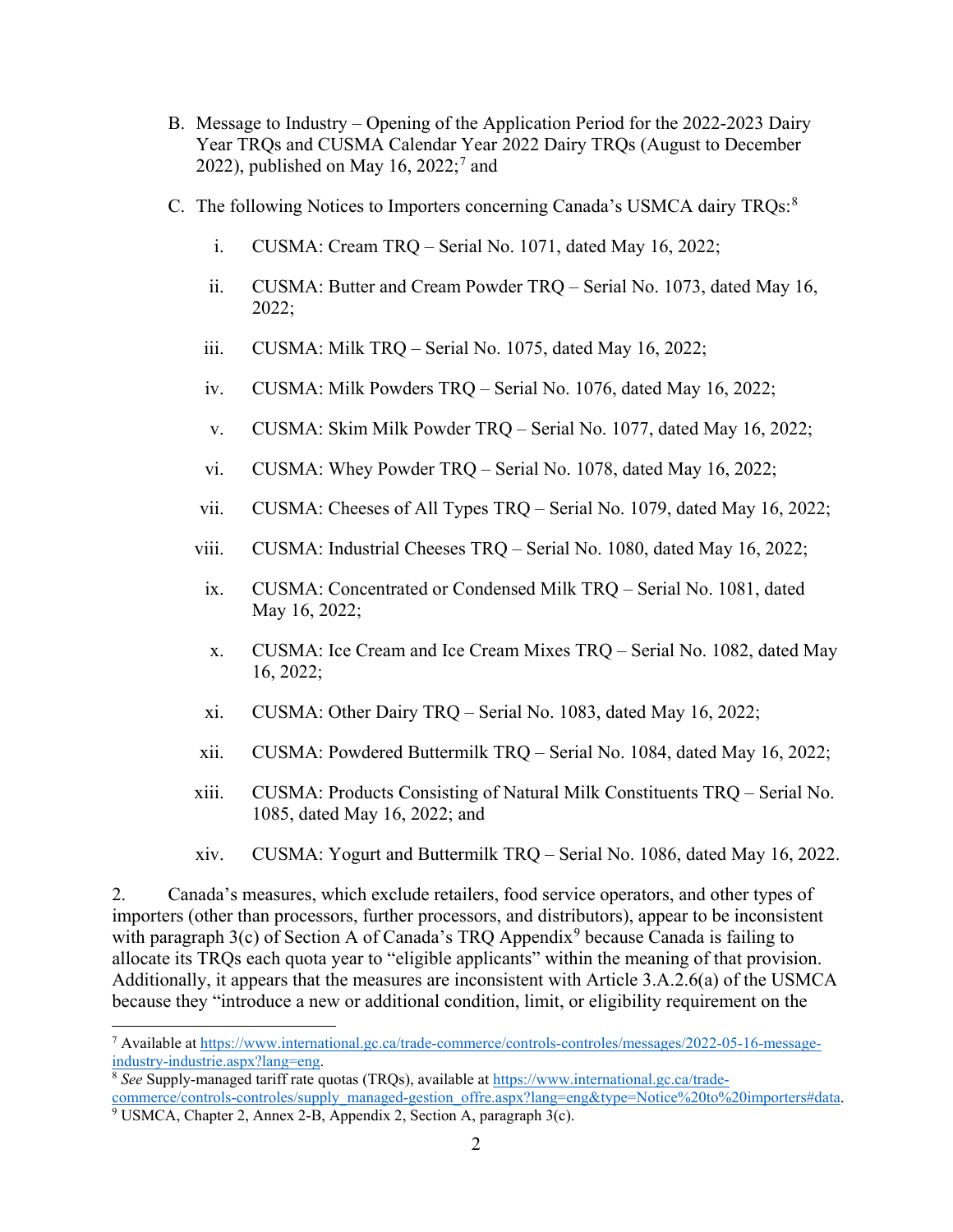B. Message to Industry – Opening of the Application Period for the 2022-2023 Dairy Year TRQs and CUSMA Calendar Year 2022 Dairy TRQs (August to December 2022), published on May 16, 2022;[7] and

C. The following Notices to Importers concerning Canada's USMCA dairy TRQs:[8]

   i. CUSMA: Cream TRQ – Serial No. 1071, dated May 16, 2022;

   ii. CUSMA: Butter and Cream Powder TRQ – Serial No. 1073, dated May 16, 2022;

   iii. CUSMA: Milk TRQ – Serial No. 1075, dated May 16, 2022;

   iv. CUSMA: Milk Powders TRQ – Serial No. 1076, dated May 16, 2022;

   v. CUSMA: Skim Milk Powder TRQ – Serial No. 1077, dated May 16, 2022;

   vi. CUSMA: Whey Powder TRQ – Serial No. 1078, dated May 16, 2022;

   vii. CUSMA: Cheeses of All Types TRQ – Serial No. 1079, dated May 16, 2022;

   viii. CUSMA: Industrial Cheeses TRQ – Serial No. 1080, dated May 16, 2022;

   ix. CUSMA: Concentrated or Condensed Milk TRQ – Serial No. 1081, dated May 16, 2022;

   x. CUSMA: Ice Cream and Ice Cream Mixes TRQ – Serial No. 1082, dated May 16, 2022;

   xi. CUSMA: Other Dairy TRQ – Serial No. 1083, dated May 16, 2022;

   xii. CUSMA: Powdered Buttermilk TRQ – Serial No. 1084, dated May 16, 2022;

   xiii. CUSMA: Products Consisting of Natural Milk Constituents TRQ – Serial No. 1085, dated May 16, 2022; and

   xiv. CUSMA: Yogurt and Buttermilk TRQ – Serial No. 1086, dated May 16, 2022.

2. Canada's measures, which exclude retailers, food service operators, and other types of importers (other than processors, further processors, and distributors), appear to be inconsistent with paragraph 3(c) of Section A of Canada's TRQ Appendix[9] because Canada is failing to allocate its TRQs each quota year to "eligible applicants" within the meaning of that provision. Additionally, it appears that the measures are inconsistent with Article 3.A.2.6(a) of the USMCA because they "introduce a new or additional condition, limit, or eligibility requirement on the

---

[7] Available at https://www.international.gc.ca/trade-commerce/controls-controles/messages/2022-05-16-message-industry-industrie.aspx?lang=eng.

[8] *See* Supply-managed tariff rate quotas (TRQs), available at https://www.international.gc.ca/trade-commerce/controls-controles/supply_managed-gestion_offre.aspx?lang=eng&type=Notice%20to%20importers#data.

[9] USMCA, Chapter 2, Annex 2-B, Appendix 2, Section A, paragraph 3(c).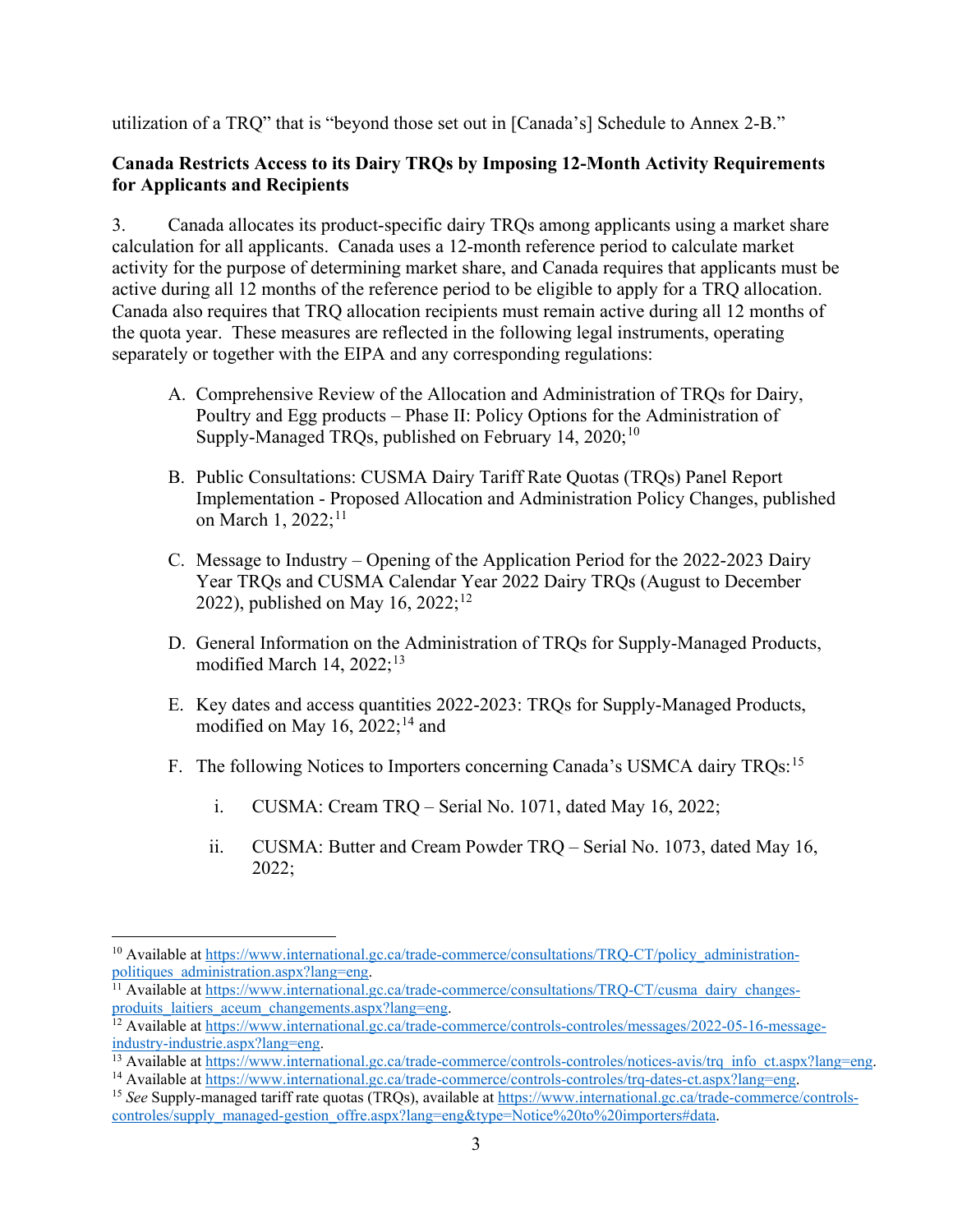utilization of a TRQ" that is "beyond those set out in [Canada's] Schedule to Annex 2-B."

**Canada Restricts Access to its Dairy TRQs by Imposing 12-Month Activity Requirements for Applicants and Recipients**

3. Canada allocates its product-specific dairy TRQs among applicants using a market share calculation for all applicants. Canada uses a 12-month reference period to calculate market activity for the purpose of determining market share, and Canada requires that applicants must be active during all 12 months of the reference period to be eligible to apply for a TRQ allocation. Canada also requires that TRQ allocation recipients must remain active during all 12 months of the quota year. These measures are reflected in the following legal instruments, operating separately or together with the EIPA and any corresponding regulations:

A. Comprehensive Review of the Allocation and Administration of TRQs for Dairy, Poultry and Egg products – Phase II: Policy Options for the Administration of Supply-Managed TRQs, published on February 14, 2020;[10]

B. Public Consultations: CUSMA Dairy Tariff Rate Quotas (TRQs) Panel Report Implementation - Proposed Allocation and Administration Policy Changes, published on March 1, 2022;[11]

C. Message to Industry – Opening of the Application Period for the 2022-2023 Dairy Year TRQs and CUSMA Calendar Year 2022 Dairy TRQs (August to December 2022), published on May 16, 2022;[12]

D. General Information on the Administration of TRQs for Supply-Managed Products, modified March 14, 2022;[13]

E. Key dates and access quantities 2022-2023: TRQs for Supply-Managed Products, modified on May 16, 2022;[14] and

F. The following Notices to Importers concerning Canada's USMCA dairy TRQs:[15]

   i. CUSMA: Cream TRQ – Serial No. 1071, dated May 16, 2022;

   ii. CUSMA: Butter and Cream Powder TRQ – Serial No. 1073, dated May 16, 2022;

---

[10] Available at https://www.international.gc.ca/trade-commerce/consultations/TRQ-CT/policy_administration-politiques_administration.aspx?lang=eng.

[11] Available at https://www.international.gc.ca/trade-commerce/consultations/TRQ-CT/cusma_dairy_changes-produits_laitiers_aceum_changements.aspx?lang=eng.

[12] Available at https://www.international.gc.ca/trade-commerce/controls-controles/messages/2022-05-16-message-industry-industrie.aspx?lang=eng.

[13] Available at https://www.international.gc.ca/trade-commerce/controls-controles/notices-avis/trq_info_ct.aspx?lang=eng.

[14] Available at https://www.international.gc.ca/trade-commerce/controls-controles/trq-dates-ct.aspx?lang=eng.

[15] *See* Supply-managed tariff rate quotas (TRQs), available at https://www.international.gc.ca/trade-commerce/controls-controles/supply_managed-gestion_offre.aspx?lang=eng&type=Notice%20to%20importers#data.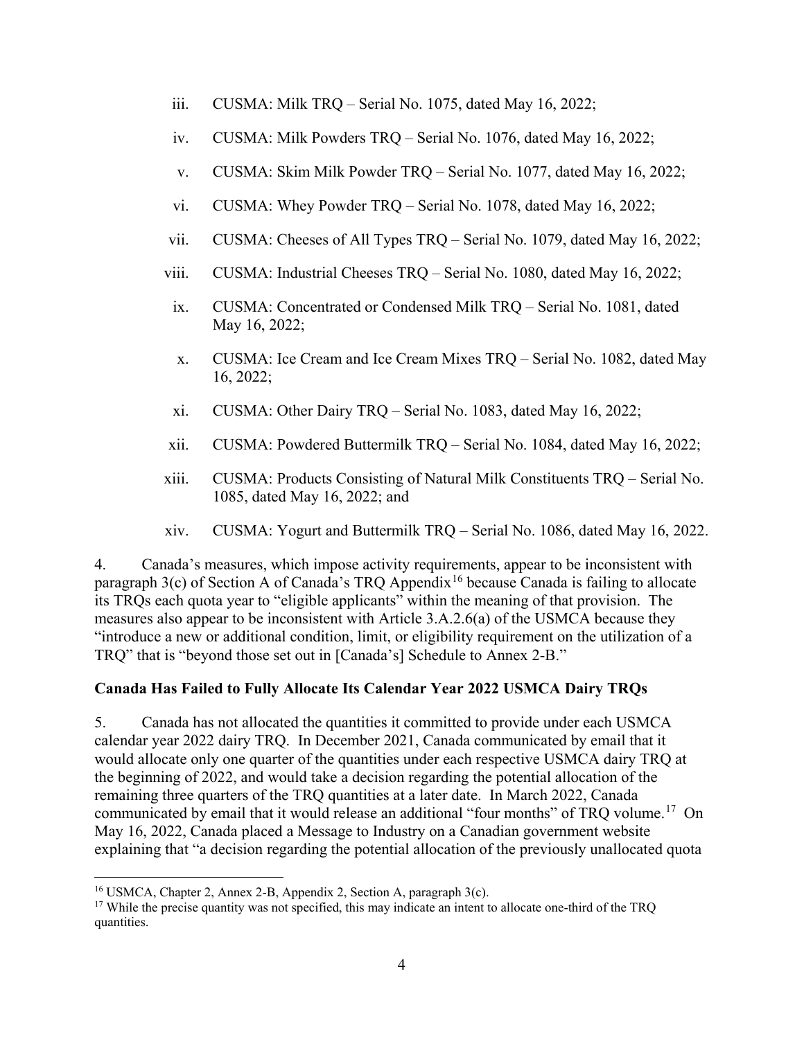iii. CUSMA: Milk TRQ – Serial No. 1075, dated May 16, 2022;

iv. CUSMA: Milk Powders TRQ – Serial No. 1076, dated May 16, 2022;

v. CUSMA: Skim Milk Powder TRQ – Serial No. 1077, dated May 16, 2022;

vi. CUSMA: Whey Powder TRQ – Serial No. 1078, dated May 16, 2022;

vii. CUSMA: Cheeses of All Types TRQ – Serial No. 1079, dated May 16, 2022;

viii. CUSMA: Industrial Cheeses TRQ – Serial No. 1080, dated May 16, 2022;

ix. CUSMA: Concentrated or Condensed Milk TRQ – Serial No. 1081, dated May 16, 2022;

x. CUSMA: Ice Cream and Ice Cream Mixes TRQ – Serial No. 1082, dated May 16, 2022;

xi. CUSMA: Other Dairy TRQ – Serial No. 1083, dated May 16, 2022;

xii. CUSMA: Powdered Buttermilk TRQ – Serial No. 1084, dated May 16, 2022;

xiii. CUSMA: Products Consisting of Natural Milk Constituents TRQ – Serial No. 1085, dated May 16, 2022; and

xiv. CUSMA: Yogurt and Buttermilk TRQ – Serial No. 1086, dated May 16, 2022.

4. Canada's measures, which impose activity requirements, appear to be inconsistent with paragraph 3(c) of Section A of Canada's TRQ Appendix[16] because Canada is failing to allocate its TRQs each quota year to "eligible applicants" within the meaning of that provision. The measures also appear to be inconsistent with Article 3.A.2.6(a) of the USMCA because they "introduce a new or additional condition, limit, or eligibility requirement on the utilization of a TRQ" that is "beyond those set out in [Canada's] Schedule to Annex 2-B."

**Canada Has Failed to Fully Allocate Its Calendar Year 2022 USMCA Dairy TRQs**

5. Canada has not allocated the quantities it committed to provide under each USMCA calendar year 2022 dairy TRQ. In December 2021, Canada communicated by email that it would allocate only one quarter of the quantities under each respective USMCA dairy TRQ at the beginning of 2022, and would take a decision regarding the potential allocation of the remaining three quarters of the TRQ quantities at a later date. In March 2022, Canada communicated by email that it would release an additional "four months" of TRQ volume.[17] On May 16, 2022, Canada placed a Message to Industry on a Canadian government website explaining that "a decision regarding the potential allocation of the previously unallocated quota

[16] USMCA, Chapter 2, Annex 2-B, Appendix 2, Section A, paragraph 3(c).

[17] While the precise quantity was not specified, this may indicate an intent to allocate one-third of the TRQ quantities.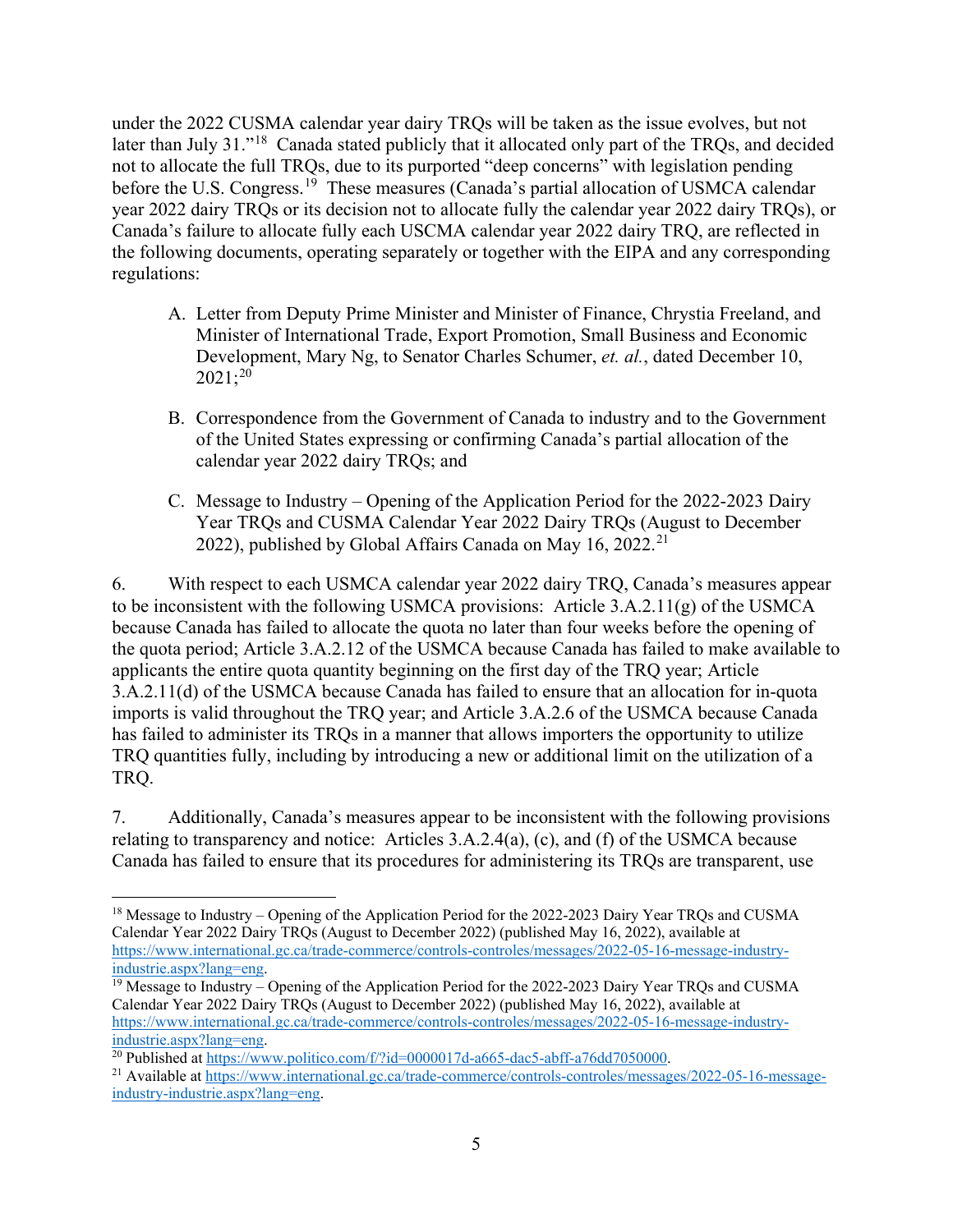under the 2022 CUSMA calendar year dairy TRQs will be taken as the issue evolves, but not later than July 31."[18] Canada stated publicly that it allocated only part of the TRQs, and decided not to allocate the full TRQs, due to its purported "deep concerns" with legislation pending before the U.S. Congress.[19] These measures (Canada's partial allocation of USMCA calendar year 2022 dairy TRQs or its decision not to allocate fully the calendar year 2022 dairy TRQs), or Canada's failure to allocate fully each USCMA calendar year 2022 dairy TRQ, are reflected in the following documents, operating separately or together with the EIPA and any corresponding regulations:

A. Letter from Deputy Prime Minister and Minister of Finance, Chrystia Freeland, and Minister of International Trade, Export Promotion, Small Business and Economic Development, Mary Ng, to Senator Charles Schumer, *et. al.*, dated December 10, 2021;[20]

B. Correspondence from the Government of Canada to industry and to the Government of the United States expressing or confirming Canada's partial allocation of the calendar year 2022 dairy TRQs; and

C. Message to Industry – Opening of the Application Period for the 2022-2023 Dairy Year TRQs and CUSMA Calendar Year 2022 Dairy TRQs (August to December 2022), published by Global Affairs Canada on May 16, 2022.[21]

6. With respect to each USMCA calendar year 2022 dairy TRQ, Canada's measures appear to be inconsistent with the following USMCA provisions: Article 3.A.2.11(g) of the USMCA because Canada has failed to allocate the quota no later than four weeks before the opening of the quota period; Article 3.A.2.12 of the USMCA because Canada has failed to make available to applicants the entire quota quantity beginning on the first day of the TRQ year; Article 3.A.2.11(d) of the USMCA because Canada has failed to ensure that an allocation for in-quota imports is valid throughout the TRQ year; and Article 3.A.2.6 of the USMCA because Canada has failed to administer its TRQs in a manner that allows importers the opportunity to utilize TRQ quantities fully, including by introducing a new or additional limit on the utilization of a TRQ.

7. Additionally, Canada's measures appear to be inconsistent with the following provisions relating to transparency and notice: Articles 3.A.2.4(a), (c), and (f) of the USMCA because Canada has failed to ensure that its procedures for administering its TRQs are transparent, use

---

[18] Message to Industry – Opening of the Application Period for the 2022-2023 Dairy Year TRQs and CUSMA Calendar Year 2022 Dairy TRQs (August to December 2022) (published May 16, 2022), available at https://www.international.gc.ca/trade-commerce/controls-controles/messages/2022-05-16-message-industry-industrie.aspx?lang=eng.

[19] Message to Industry – Opening of the Application Period for the 2022-2023 Dairy Year TRQs and CUSMA Calendar Year 2022 Dairy TRQs (August to December 2022) (published May 16, 2022), available at https://www.international.gc.ca/trade-commerce/controls-controles/messages/2022-05-16-message-industry-industrie.aspx?lang=eng.

[20] Published at https://www.politico.com/f/?id=0000017d-a665-dac5-abff-a76dd7050000.

[21] Available at https://www.international.gc.ca/trade-commerce/controls-controles/messages/2022-05-16-message-industry-industrie.aspx?lang=eng.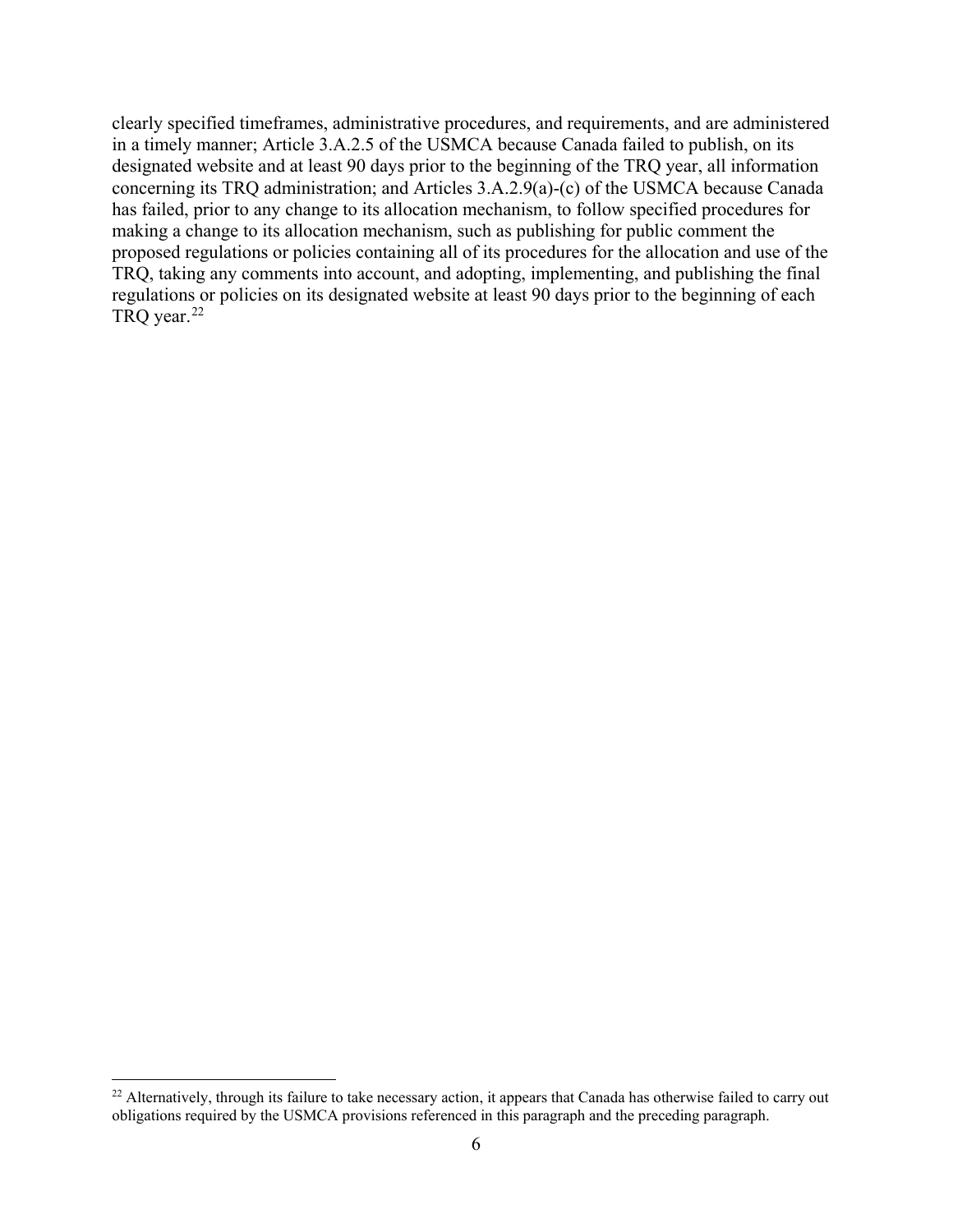clearly specified timeframes, administrative procedures, and requirements, and are administered in a timely manner; Article 3.A.2.5 of the USMCA because Canada failed to publish, on its designated website and at least 90 days prior to the beginning of the TRQ year, all information concerning its TRQ administration; and Articles 3.A.2.9(a)-(c) of the USMCA because Canada has failed, prior to any change to its allocation mechanism, to follow specified procedures for making a change to its allocation mechanism, such as publishing for public comment the proposed regulations or policies containing all of its procedures for the allocation and use of the TRQ, taking any comments into account, and adopting, implementing, and publishing the final regulations or policies on its designated website at least 90 days prior to the beginning of each TRQ year.[22]

---

[22] Alternatively, through its failure to take necessary action, it appears that Canada has otherwise failed to carry out obligations required by the USMCA provisions referenced in this paragraph and the preceding paragraph.